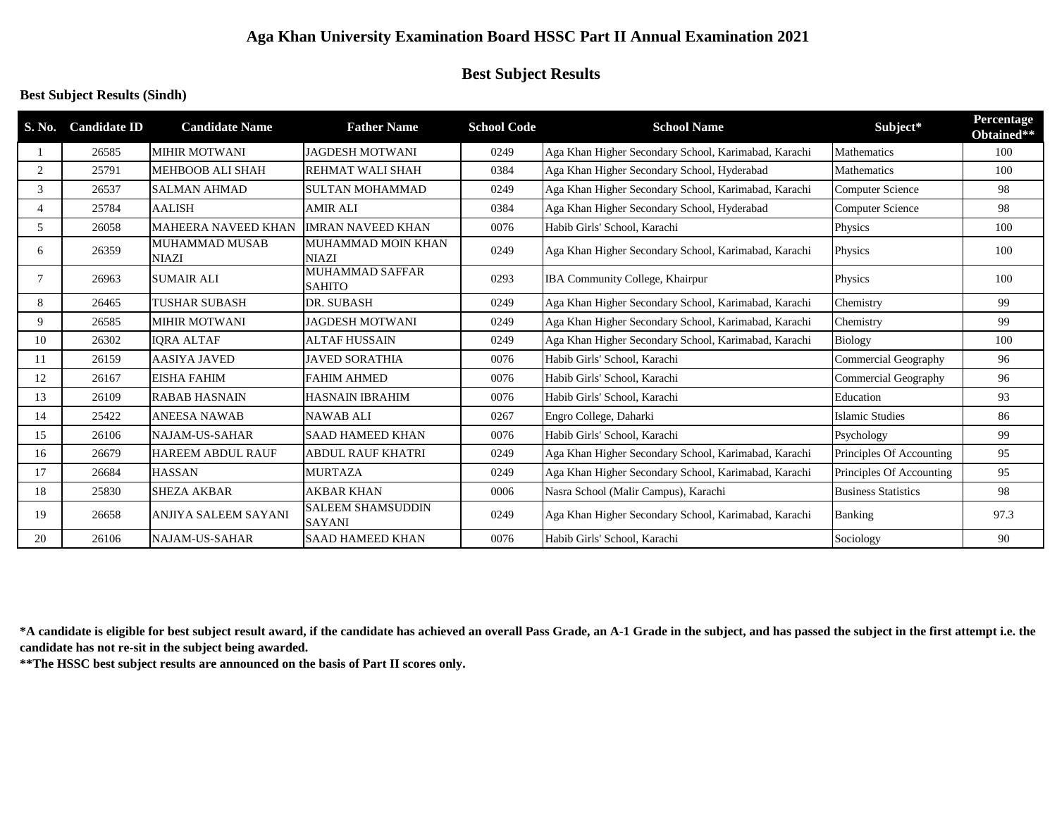# Aga Khan University Examination Board HSSC Part II Annual Examination 2021

## Best Subject Results

### Best Subject Results (Sindh)

| S. No. | Candidate ID | Candidate Name | Father Name | School Code | School Name | Subject* | Percentage Obtained** |
|---|---|---|---|---|---|---|---|
| 1 | 26585 | MIHIR MOTWANI | JAGDESH MOTWANI | 0249 | Aga Khan Higher Secondary School, Karimabad, Karachi | Mathematics | 100 |
| 2 | 25791 | MEHBOOB ALI SHAH | REHMAT WALI SHAH | 0384 | Aga Khan Higher Secondary School, Hyderabad | Mathematics | 100 |
| 3 | 26537 | SALMAN AHMAD | SULTAN MOHAMMAD | 0249 | Aga Khan Higher Secondary School, Karimabad, Karachi | Computer Science | 98 |
| 4 | 25784 | AALISH | AMIR ALI | 0384 | Aga Khan Higher Secondary School, Hyderabad | Computer Science | 98 |
| 5 | 26058 | MAHEERA NAVEED KHAN | IMRAN NAVEED KHAN | 0076 | Habib Girls' School, Karachi | Physics | 100 |
| 6 | 26359 | MUHAMMAD MUSAB NIAZI | MUHAMMAD MOIN KHAN NIAZI | 0249 | Aga Khan Higher Secondary School, Karimabad, Karachi | Physics | 100 |
| 7 | 26963 | SUMAIR ALI | MUHAMMAD SAFFAR SAHITO | 0293 | IBA Community College, Khairpur | Physics | 100 |
| 8 | 26465 | TUSHAR SUBASH | DR. SUBASH | 0249 | Aga Khan Higher Secondary School, Karimabad, Karachi | Chemistry | 99 |
| 9 | 26585 | MIHIR MOTWANI | JAGDESH MOTWANI | 0249 | Aga Khan Higher Secondary School, Karimabad, Karachi | Chemistry | 99 |
| 10 | 26302 | IQRA ALTAF | ALTAF HUSSAIN | 0249 | Aga Khan Higher Secondary School, Karimabad, Karachi | Biology | 100 |
| 11 | 26159 | AASIYA JAVED | JAVED SORATHIA | 0076 | Habib Girls' School, Karachi | Commercial Geography | 96 |
| 12 | 26167 | EISHA FAHIM | FAHIM AHMED | 0076 | Habib Girls' School, Karachi | Commercial Geography | 96 |
| 13 | 26109 | RABAB HASNAIN | HASNAIN IBRAHIM | 0076 | Habib Girls' School, Karachi | Education | 93 |
| 14 | 25422 | ANEESA NAWAB | NAWAB ALI | 0267 | Engro College, Daharki | Islamic Studies | 86 |
| 15 | 26106 | NAJAM-US-SAHAR | SAAD HAMEED KHAN | 0076 | Habib Girls' School, Karachi | Psychology | 99 |
| 16 | 26679 | HAREEM ABDUL RAUF | ABDUL RAUF KHATRI | 0249 | Aga Khan Higher Secondary School, Karimabad, Karachi | Principles Of Accounting | 95 |
| 17 | 26684 | HASSAN | MURTAZA | 0249 | Aga Khan Higher Secondary School, Karimabad, Karachi | Principles Of Accounting | 95 |
| 18 | 25830 | SHEZA AKBAR | AKBAR KHAN | 0006 | Nasra School (Malir Campus), Karachi | Business Statistics | 98 |
| 19 | 26658 | ANJIYA SALEEM SAYANI | SALEEM SHAMSUDDIN SAYANI | 0249 | Aga Khan Higher Secondary School, Karimabad, Karachi | Banking | 97.3 |
| 20 | 26106 | NAJAM-US-SAHAR | SAAD HAMEED KHAN | 0076 | Habib Girls' School, Karachi | Sociology | 90 |

**\*A candidate is eligible for best subject result award, if the candidate has achieved an overall Pass Grade, an A-1 Grade in the subject, and has passed the subject in the first attempt i.e. the candidate has not re-sit in the subject being awarded.**

**\*\*The HSSC best subject results are announced on the basis of Part II scores only.**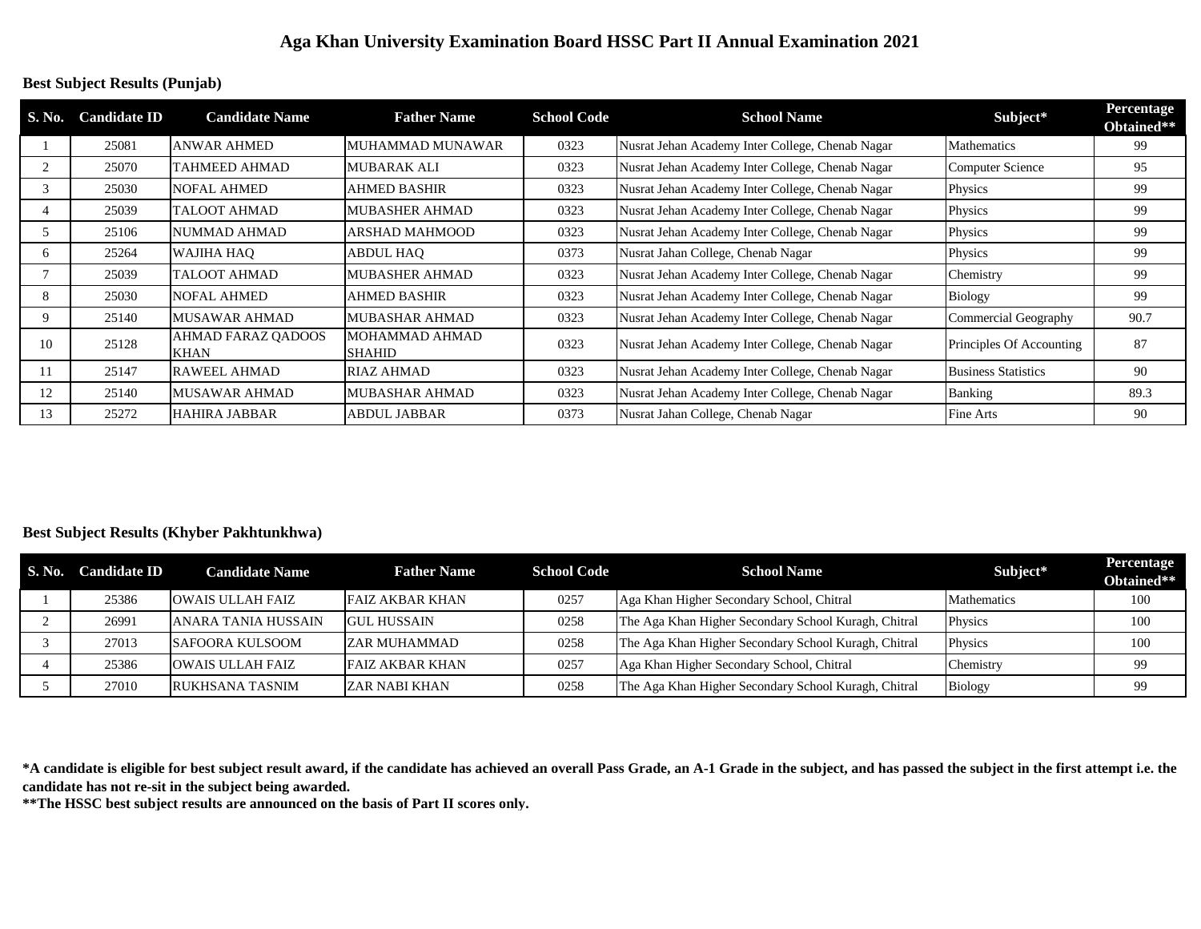# Aga Khan University Examination Board HSSC Part II Annual Examination 2021

## Best Subject Results (Punjab)

| S. No. | Candidate ID | Candidate Name | Father Name | School Code | School Name | Subject* | Percentage Obtained** |
|---|---|---|---|---|---|---|---|
| 1 | 25081 | ANWAR AHMED | MUHAMMAD MUNAWAR | 0323 | Nusrat Jehan Academy Inter College, Chenab Nagar | Mathematics | 99 |
| 2 | 25070 | TAHMEED AHMAD | MUBARAK ALI | 0323 | Nusrat Jehan Academy Inter College, Chenab Nagar | Computer Science | 95 |
| 3 | 25030 | NOFAL AHMED | AHMED BASHIR | 0323 | Nusrat Jehan Academy Inter College, Chenab Nagar | Physics | 99 |
| 4 | 25039 | TALOOT AHMAD | MUBASHER AHMAD | 0323 | Nusrat Jehan Academy Inter College, Chenab Nagar | Physics | 99 |
| 5 | 25106 | NUMMAD AHMAD | ARSHAD MAHMOOD | 0323 | Nusrat Jehan Academy Inter College, Chenab Nagar | Physics | 99 |
| 6 | 25264 | WAJIHA HAQ | ABDUL HAQ | 0373 | Nusrat Jahan College, Chenab Nagar | Physics | 99 |
| 7 | 25039 | TALOOT AHMAD | MUBASHER AHMAD | 0323 | Nusrat Jehan Academy Inter College, Chenab Nagar | Chemistry | 99 |
| 8 | 25030 | NOFAL AHMED | AHMED BASHIR | 0323 | Nusrat Jehan Academy Inter College, Chenab Nagar | Biology | 99 |
| 9 | 25140 | MUSAWAR AHMAD | MUBASHAR AHMAD | 0323 | Nusrat Jehan Academy Inter College, Chenab Nagar | Commercial Geography | 90.7 |
| 10 | 25128 | AHMAD FARAZ QADOOS KHAN | MOHAMMAD AHMAD SHAHID | 0323 | Nusrat Jehan Academy Inter College, Chenab Nagar | Principles Of Accounting | 87 |
| 11 | 25147 | RAWEEL AHMAD | RIAZ AHMAD | 0323 | Nusrat Jehan Academy Inter College, Chenab Nagar | Business Statistics | 90 |
| 12 | 25140 | MUSAWAR AHMAD | MUBASHAR AHMAD | 0323 | Nusrat Jehan Academy Inter College, Chenab Nagar | Banking | 89.3 |
| 13 | 25272 | HAHIRA JABBAR | ABDUL JABBAR | 0373 | Nusrat Jahan College, Chenab Nagar | Fine Arts | 90 |

## Best Subject Results (Khyber Pakhtunkhwa)

| S. No. | Candidate ID | Candidate Name | Father Name | School Code | School Name | Subject* | Percentage Obtained** |
|---|---|---|---|---|---|---|---|
| 1 | 25386 | OWAIS ULLAH FAIZ | FAIZ AKBAR KHAN | 0257 | Aga Khan Higher Secondary School, Chitral | Mathematics | 100 |
| 2 | 26991 | ANARA TANIA HUSSAIN | GUL HUSSAIN | 0258 | The Aga Khan Higher Secondary School Kuragh, Chitral | Physics | 100 |
| 3 | 27013 | SAFOORA KULSOOM | ZAR MUHAMMAD | 0258 | The Aga Khan Higher Secondary School Kuragh, Chitral | Physics | 100 |
| 4 | 25386 | OWAIS ULLAH FAIZ | FAIZ AKBAR KHAN | 0257 | Aga Khan Higher Secondary School, Chitral | Chemistry | 99 |
| 5 | 27010 | RUKHSANA TASNIM | ZAR NABI KHAN | 0258 | The Aga Khan Higher Secondary School Kuragh, Chitral | Biology | 99 |

**\*A candidate is eligible for best subject result award, if the candidate has achieved an overall Pass Grade, an A-1 Grade in the subject, and has passed the subject in the first attempt i.e. the candidate has not re-sit in the subject being awarded.**

**\*\*The HSSC best subject results are announced on the basis of Part II scores only.**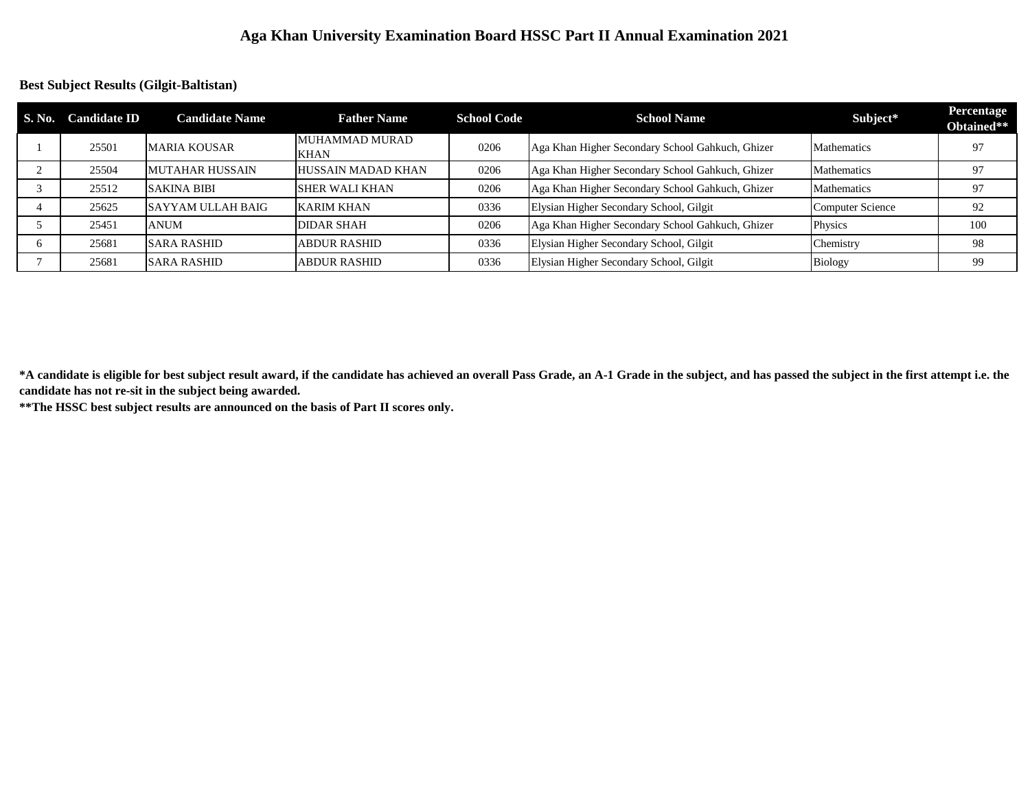# Aga Khan University Examination Board HSSC Part II Annual Examination 2021

**Best Subject Results (Gilgit-Baltistan)**

| S. No. | Candidate ID | Candidate Name | Father Name | School Code | School Name | Subject* | Percentage Obtained** |
|---|---|---|---|---|---|---|---|
| 1 | 25501 | MARIA KOUSAR | MUHAMMAD MURAD KHAN | 0206 | Aga Khan Higher Secondary School Gahkuch, Ghizer | Mathematics | 97 |
| 2 | 25504 | MUTAHAR HUSSAIN | HUSSAIN MADAD KHAN | 0206 | Aga Khan Higher Secondary School Gahkuch, Ghizer | Mathematics | 97 |
| 3 | 25512 | SAKINA BIBI | SHER WALI KHAN | 0206 | Aga Khan Higher Secondary School Gahkuch, Ghizer | Mathematics | 97 |
| 4 | 25625 | SAYYAM ULLAH BAIG | KARIM KHAN | 0336 | Elysian Higher Secondary School, Gilgit | Computer Science | 92 |
| 5 | 25451 | ANUM | DIDAR SHAH | 0206 | Aga Khan Higher Secondary School Gahkuch, Ghizer | Physics | 100 |
| 6 | 25681 | SARA RASHID | ABDUR RASHID | 0336 | Elysian Higher Secondary School, Gilgit | Chemistry | 98 |
| 7 | 25681 | SARA RASHID | ABDUR RASHID | 0336 | Elysian Higher Secondary School, Gilgit | Biology | 99 |

***A candidate is eligible for best subject result award, if the candidate has achieved an overall Pass Grade, an A-1 Grade in the subject, and has passed the subject in the first attempt i.e. the candidate has not re-sit in the subject being awarded.**

****The HSSC best subject results are announced on the basis of Part II scores only.**